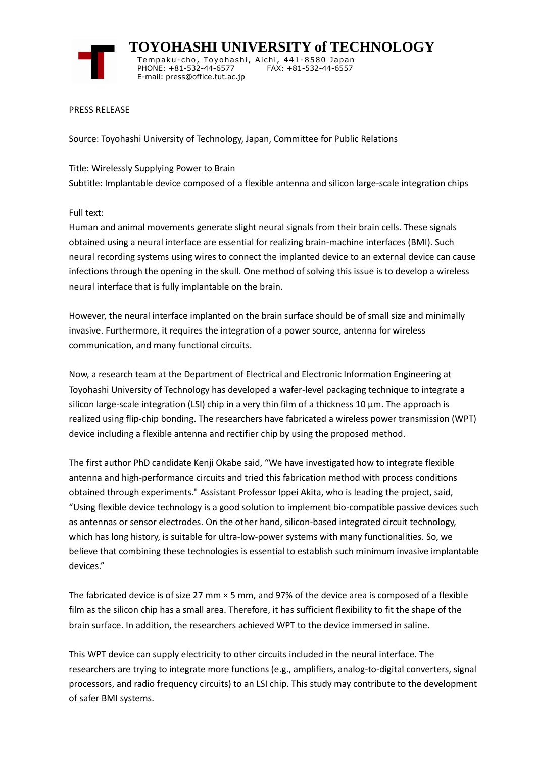# TOYOHASHI UNIVERSITY of TECHNOLOGY

Tempaku-cho, Toyohashi, Aichi, 441-8580 Japan
PHONE: +81-532-44-6577 FAX: +81-532-44-6557
E-mail: press@office.tut.ac.jp

PRESS RELEASE

Source: Toyohashi University of Technology, Japan, Committee for Public Relations

Title: Wirelessly Supplying Power to Brain
Subtitle: Implantable device composed of a flexible antenna and silicon large-scale integration chips

Full text:
Human and animal movements generate slight neural signals from their brain cells. These signals obtained using a neural interface are essential for realizing brain-machine interfaces (BMI). Such neural recording systems using wires to connect the implanted device to an external device can cause infections through the opening in the skull. One method of solving this issue is to develop a wireless neural interface that is fully implantable on the brain.

However, the neural interface implanted on the brain surface should be of small size and minimally invasive. Furthermore, it requires the integration of a power source, antenna for wireless communication, and many functional circuits.

Now, a research team at the Department of Electrical and Electronic Information Engineering at Toyohashi University of Technology has developed a wafer-level packaging technique to integrate a silicon large-scale integration (LSI) chip in a very thin film of a thickness 10 µm. The approach is realized using flip-chip bonding. The researchers have fabricated a wireless power transmission (WPT) device including a flexible antenna and rectifier chip by using the proposed method.

The first author PhD candidate Kenji Okabe said, "We have investigated how to integrate flexible antenna and high-performance circuits and tried this fabrication method with process conditions obtained through experiments." Assistant Professor Ippei Akita, who is leading the project, said, "Using flexible device technology is a good solution to implement bio-compatible passive devices such as antennas or sensor electrodes. On the other hand, silicon-based integrated circuit technology, which has long history, is suitable for ultra-low-power systems with many functionalities. So, we believe that combining these technologies is essential to establish such minimum invasive implantable devices."

The fabricated device is of size 27 mm × 5 mm, and 97% of the device area is composed of a flexible film as the silicon chip has a small area. Therefore, it has sufficient flexibility to fit the shape of the brain surface. In addition, the researchers achieved WPT to the device immersed in saline.

This WPT device can supply electricity to other circuits included in the neural interface. The researchers are trying to integrate more functions (e.g., amplifiers, analog-to-digital converters, signal processors, and radio frequency circuits) to an LSI chip. This study may contribute to the development of safer BMI systems.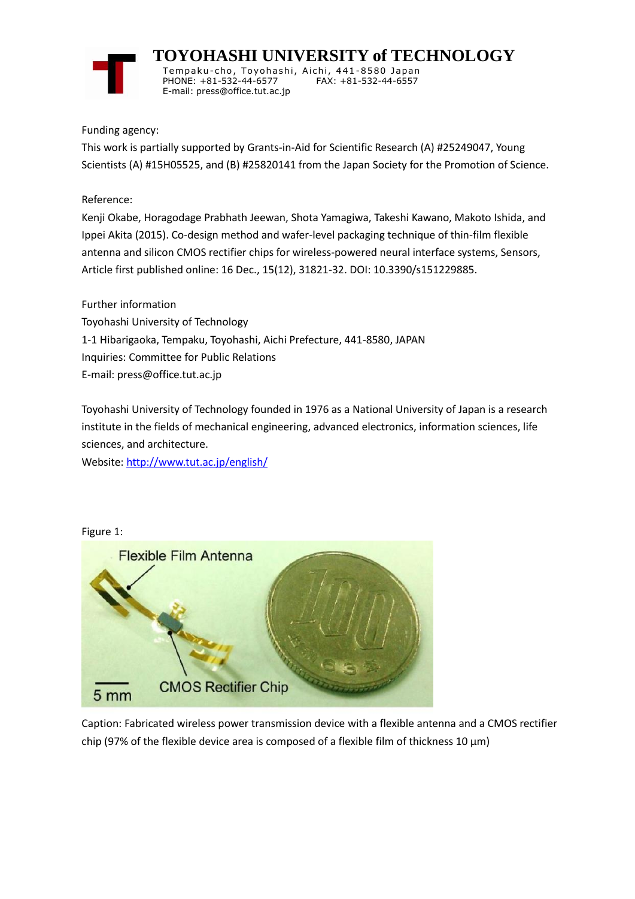Funding agency:

This work is partially supported by Grants-in-Aid for Scientific Research (A) #25249047, Young Scientists (A) #15H05525, and (B) #25820141 from the Japan Society for the Promotion of Science.

Reference:

Kenji Okabe, Horagodage Prabhath Jeewan, Shota Yamagiwa, Takeshi Kawano, Makoto Ishida, and Ippei Akita (2015). Co-design method and wafer-level packaging technique of thin-film flexible antenna and silicon CMOS rectifier chips for wireless-powered neural interface systems, Sensors, Article first published online: 16 Dec., 15(12), 31821-32. DOI: 10.3390/s151229885.

Further information

Toyohashi University of Technology

1-1 Hibarigaoka, Tempaku, Toyohashi, Aichi Prefecture, 441-8580, JAPAN

Inquiries: Committee for Public Relations

E-mail: press@office.tut.ac.jp

Toyohashi University of Technology founded in 1976 as a National University of Japan is a research institute in the fields of mechanical engineering, advanced electronics, information sciences, life sciences, and architecture.

Website: [http://www.tut.ac.jp/english/](http://www.tut.ac.jp/english/)

Figure 1:

Caption: Fabricated wireless power transmission device with a flexible antenna and a CMOS rectifier chip (97% of the flexible device area is composed of a flexible film of thickness 10 μm)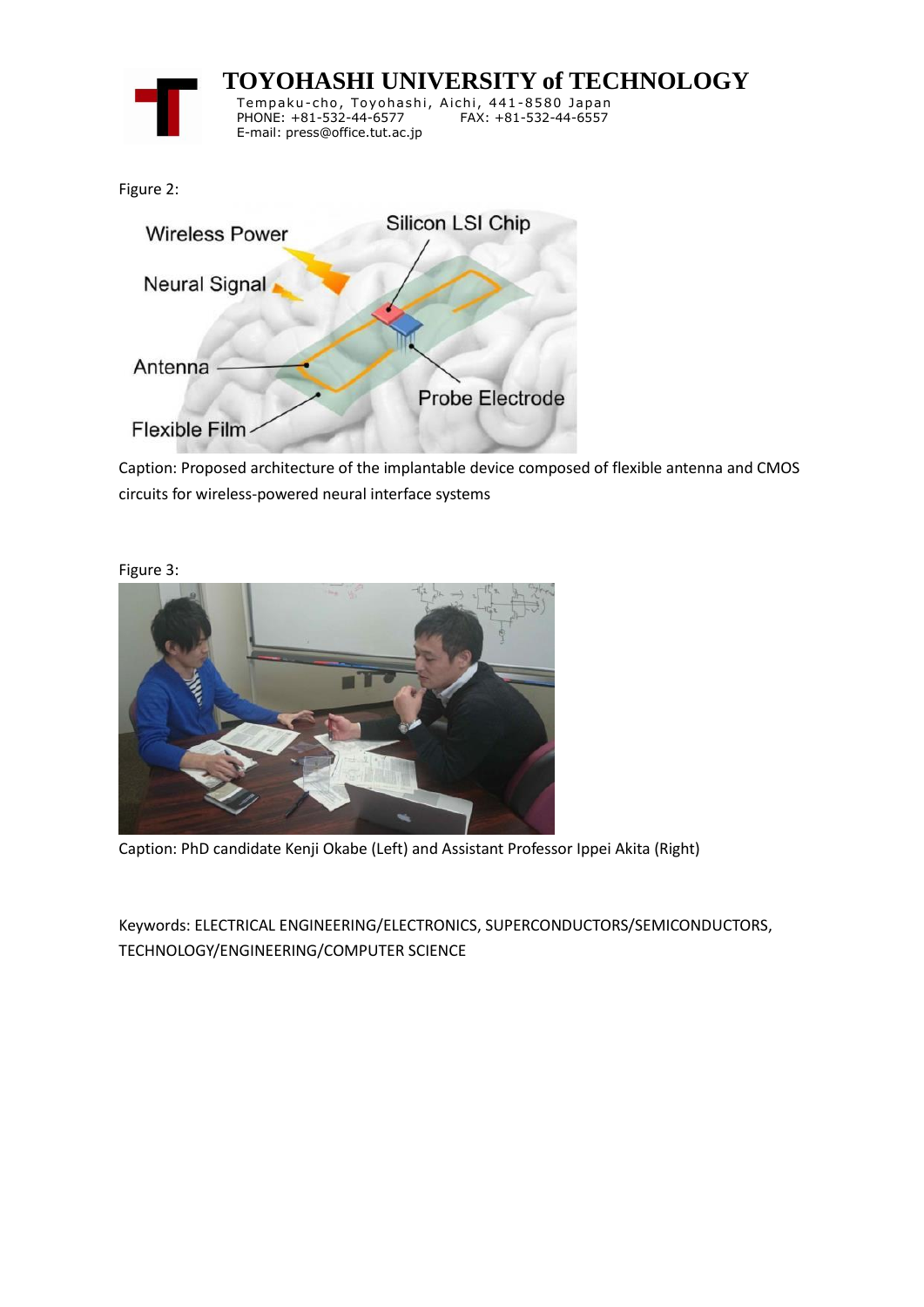Figure 2:

Wireless Power

Neural Signal

Silicon LSI Chip

Antenna

Probe Electrode

Flexible Film

Caption: Proposed architecture of the implantable device composed of flexible antenna and CMOS circuits for wireless-powered neural interface systems

Figure 3:

Caption: PhD candidate Kenji Okabe (Left) and Assistant Professor Ippei Akita (Right)

Keywords: ELECTRICAL ENGINEERING/ELECTRONICS, SUPERCONDUCTORS/SEMICONDUCTORS, TECHNOLOGY/ENGINEERING/COMPUTER SCIENCE